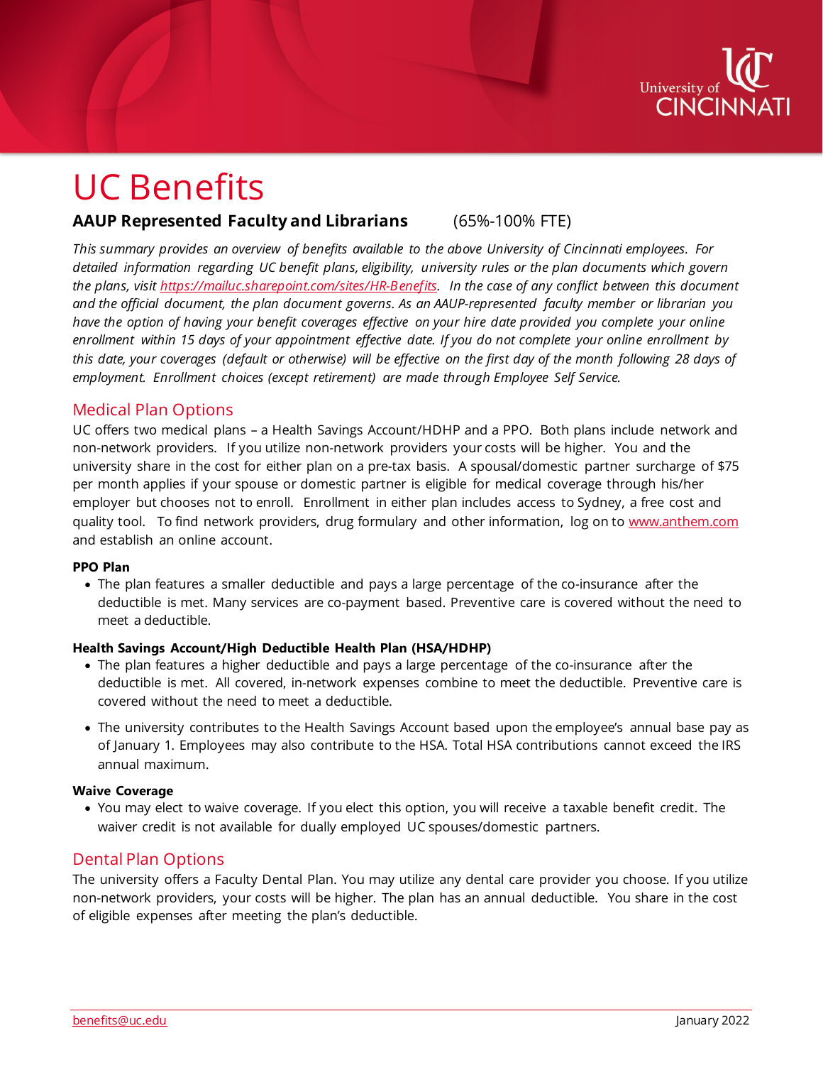# UC Benefits

**AAUP Represented Faculty and Librarians** (65%-100% FTE)

*This summary provides an overview of benefits available to the above University of Cincinnati employees. For detailed information regarding UC benefit plans, eligibility, university rules or the plan documents which govern the plans, visit [https://mailuc.sharepoint.com/sites/HR-Benefits](https://mailuc.sharepoint.com/sites/HR-Benefits). In the case of any conflict between this document and the official document, the plan document governs. As an AAUP-represented faculty member or librarian you have the option of having your benefit coverages effective on your hire date provided you complete your online enrollment within 15 days of your appointment effective date. If you do not complete your online enrollment by this date, your coverages (default or otherwise) will be effective on the first day of the month following 28 days of employment. Enrollment choices (except retirement) are made through Employee Self Service.*

## Medical Plan Options

UC offers two medical plans – a Health Savings Account/HDHP and a PPO. Both plans include network and non-network providers. If you utilize non-network providers your costs will be higher. You and the university share in the cost for either plan on a pre-tax basis. A spousal/domestic partner surcharge of $75 per month applies if your spouse or domestic partner is eligible for medical coverage through his/her employer but chooses not to enroll. Enrollment in either plan includes access to Sydney, a free cost and quality tool. To find network providers, drug formulary and other information, log on to [www.anthem.com](http://www.anthem.com) and establish an online account.

**PPO Plan**

- The plan features a smaller deductible and pays a large percentage of the co-insurance after the deductible is met. Many services are co-payment based. Preventive care is covered without the need to meet a deductible.

**Health Savings Account/High Deductible Health Plan (HSA/HDHP)**

- The plan features a higher deductible and pays a large percentage of the co-insurance after the deductible is met. All covered, in-network expenses combine to meet the deductible. Preventive care is covered without the need to meet a deductible.
- The university contributes to the Health Savings Account based upon the employee's annual base pay as of January 1. Employees may also contribute to the HSA. Total HSA contributions cannot exceed the IRS annual maximum.

**Waive Coverage**

- You may elect to waive coverage. If you elect this option, you will receive a taxable benefit credit. The waiver credit is not available for dually employed UC spouses/domestic partners.

## Dental Plan Options

The university offers a Faculty Dental Plan. You may utilize any dental care provider you choose. If you utilize non-network providers, your costs will be higher. The plan has an annual deductible. You share in the cost of eligible expenses after meeting the plan's deductible.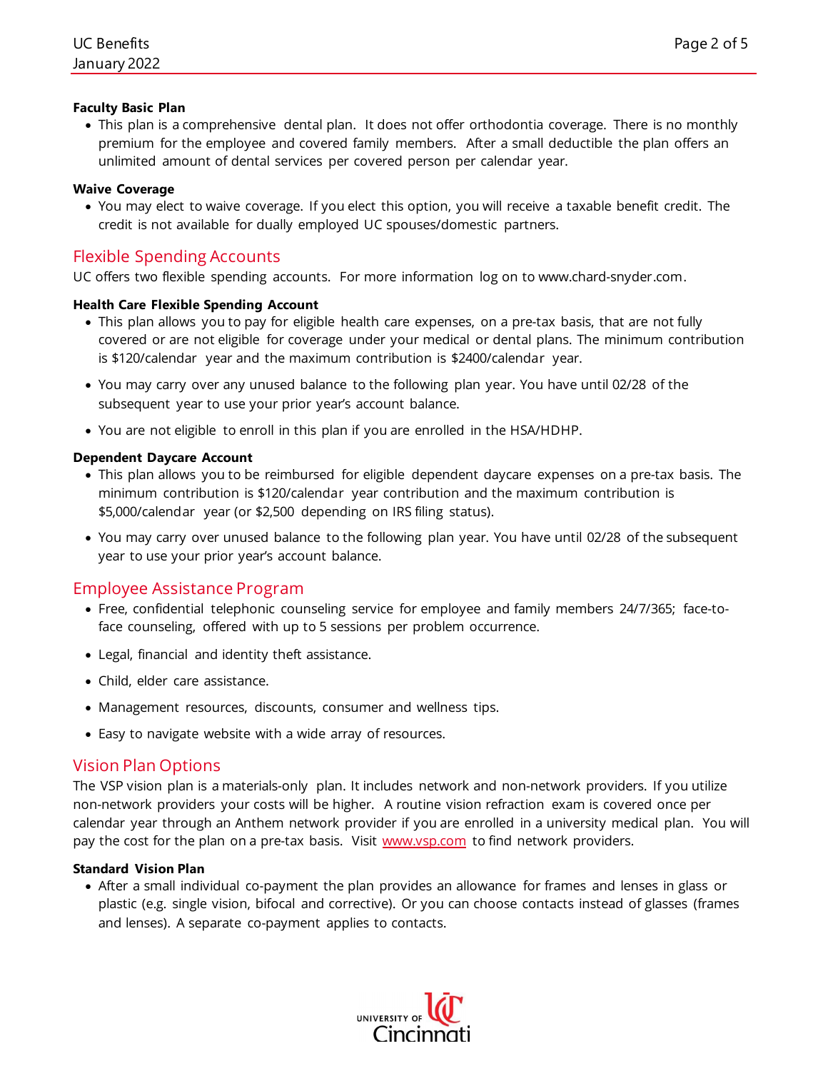### Faculty Basic Plan

- This plan is a comprehensive dental plan. It does not offer orthodontia coverage. There is no monthly premium for the employee and covered family members. After a small deductible the plan offers an unlimited amount of dental services per covered person per calendar year.

### Waive Coverage

- You may elect to waive coverage. If you elect this option, you will receive a taxable benefit credit. The credit is not available for dually employed UC spouses/domestic partners.

## Flexible Spending Accounts

UC offers two flexible spending accounts. For more information log on to www.chard-snyder.com.

### Health Care Flexible Spending Account

- This plan allows you to pay for eligible health care expenses, on a pre-tax basis, that are not fully covered or are not eligible for coverage under your medical or dental plans. The minimum contribution is $120/calendar year and the maximum contribution is $2400/calendar year.
- You may carry over any unused balance to the following plan year. You have until 02/28 of the subsequent year to use your prior year's account balance.
- You are not eligible to enroll in this plan if you are enrolled in the HSA/HDHP.

### Dependent Daycare Account

- This plan allows you to be reimbursed for eligible dependent daycare expenses on a pre-tax basis. The minimum contribution is $120/calendar year contribution and the maximum contribution is $5,000/calendar year (or $2,500 depending on IRS filing status).
- You may carry over unused balance to the following plan year. You have until 02/28 of the subsequent year to use your prior year's account balance.

## Employee Assistance Program

- Free, confidential telephonic counseling service for employee and family members 24/7/365; face-to-face counseling, offered with up to 5 sessions per problem occurrence.
- Legal, financial and identity theft assistance.
- Child, elder care assistance.
- Management resources, discounts, consumer and wellness tips.
- Easy to navigate website with a wide array of resources.

## Vision Plan Options

The VSP vision plan is a materials-only plan. It includes network and non-network providers. If you utilize non-network providers your costs will be higher. A routine vision refraction exam is covered once per calendar year through an Anthem network provider if you are enrolled in a university medical plan. You will pay the cost for the plan on a pre-tax basis. Visit [www.vsp.com](http://www.vsp.com) to find network providers.

### Standard Vision Plan

- After a small individual co-payment the plan provides an allowance for frames and lenses in glass or plastic (e.g. single vision, bifocal and corrective). Or you can choose contacts instead of glasses (frames and lenses). A separate co-payment applies to contacts.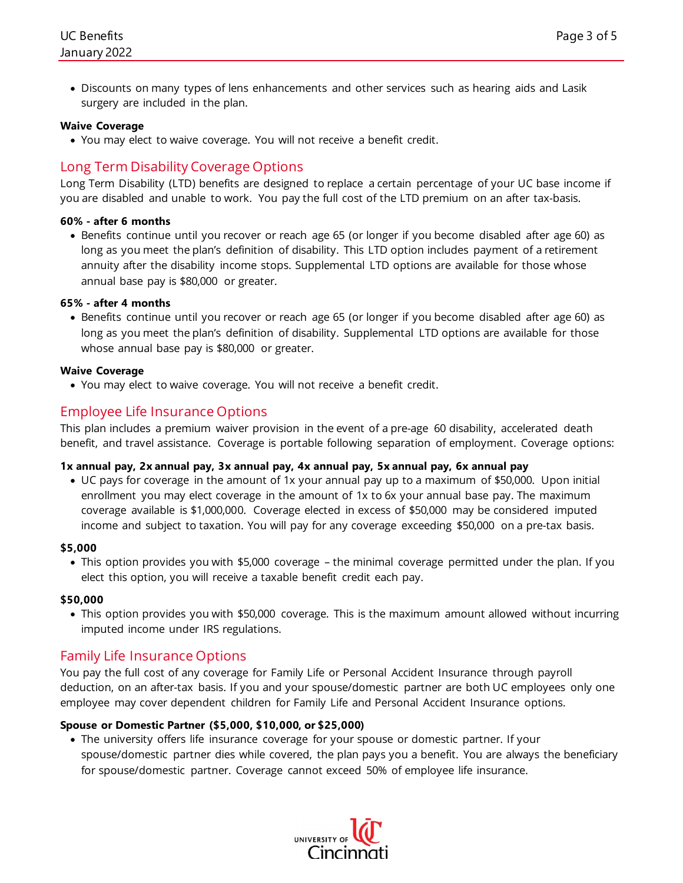- Discounts on many types of lens enhancements and other services such as hearing aids and Lasik surgery are included in the plan.

**Waive Coverage**

- You may elect to waive coverage. You will not receive a benefit credit.

## Long Term Disability Coverage Options

Long Term Disability (LTD) benefits are designed to replace a certain percentage of your UC base income if you are disabled and unable to work. You pay the full cost of the LTD premium on an after tax-basis.

**60% - after 6 months**

- Benefits continue until you recover or reach age 65 (or longer if you become disabled after age 60) as long as you meet the plan's definition of disability. This LTD option includes payment of a retirement annuity after the disability income stops. Supplemental LTD options are available for those whose annual base pay is $80,000 or greater.

**65% - after 4 months**

- Benefits continue until you recover or reach age 65 (or longer if you become disabled after age 60) as long as you meet the plan's definition of disability. Supplemental LTD options are available for those whose annual base pay is $80,000 or greater.

**Waive Coverage**

- You may elect to waive coverage. You will not receive a benefit credit.

## Employee Life Insurance Options

This plan includes a premium waiver provision in the event of a pre-age 60 disability, accelerated death benefit, and travel assistance. Coverage is portable following separation of employment. Coverage options:

**1x annual pay, 2x annual pay, 3x annual pay, 4x annual pay, 5x annual pay, 6x annual pay**

- UC pays for coverage in the amount of 1x your annual pay up to a maximum of $50,000. Upon initial enrollment you may elect coverage in the amount of 1x to 6x your annual base pay. The maximum coverage available is $1,000,000. Coverage elected in excess of $50,000 may be considered imputed income and subject to taxation. You will pay for any coverage exceeding $50,000 on a pre-tax basis.

**$5,000**

- This option provides you with $5,000 coverage – the minimal coverage permitted under the plan. If you elect this option, you will receive a taxable benefit credit each pay.

**$50,000**

- This option provides you with $50,000 coverage. This is the maximum amount allowed without incurring imputed income under IRS regulations.

## Family Life Insurance Options

You pay the full cost of any coverage for Family Life or Personal Accident Insurance through payroll deduction, on an after-tax basis. If you and your spouse/domestic partner are both UC employees only one employee may cover dependent children for Family Life and Personal Accident Insurance options.

**Spouse or Domestic Partner ($5,000, $10,000, or $25,000)**

- The university offers life insurance coverage for your spouse or domestic partner. If your spouse/domestic partner dies while covered, the plan pays you a benefit. You are always the beneficiary for spouse/domestic partner. Coverage cannot exceed 50% of employee life insurance.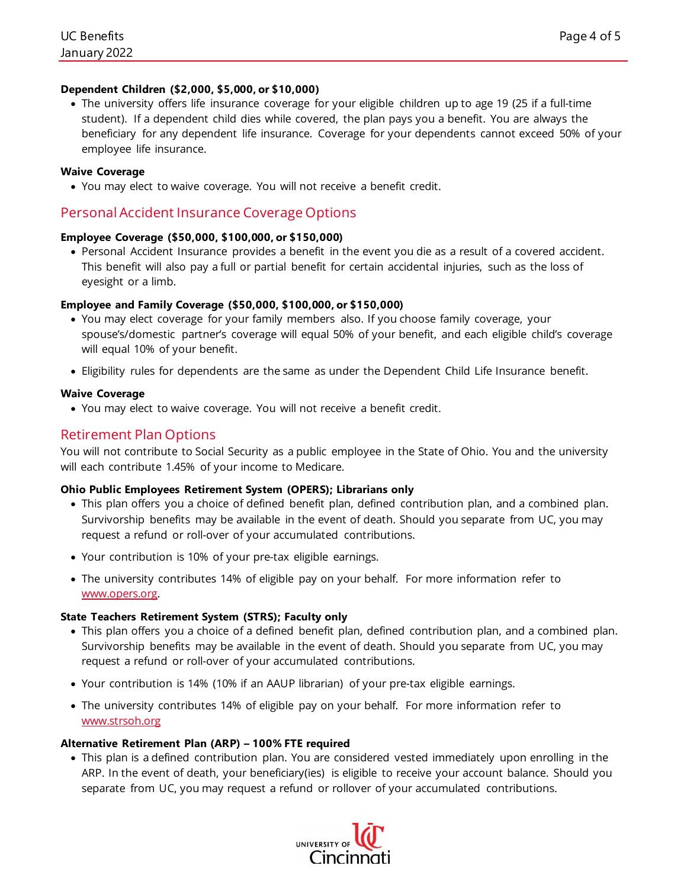**Dependent Children ($2,000, $5,000, or $10,000)**

- The university offers life insurance coverage for your eligible children up to age 19 (25 if a full-time student). If a dependent child dies while covered, the plan pays you a benefit. You are always the beneficiary for any dependent life insurance. Coverage for your dependents cannot exceed 50% of your employee life insurance.

**Waive Coverage**

- You may elect to waive coverage. You will not receive a benefit credit.

## Personal Accident Insurance Coverage Options

**Employee Coverage ($50,000, $100,000, or $150,000)**

- Personal Accident Insurance provides a benefit in the event you die as a result of a covered accident. This benefit will also pay a full or partial benefit for certain accidental injuries, such as the loss of eyesight or a limb.

**Employee and Family Coverage ($50,000, $100,000, or $150,000)**

- You may elect coverage for your family members also. If you choose family coverage, your spouse's/domestic partner's coverage will equal 50% of your benefit, and each eligible child's coverage will equal 10% of your benefit.
- Eligibility rules for dependents are the same as under the Dependent Child Life Insurance benefit.

**Waive Coverage**

- You may elect to waive coverage. You will not receive a benefit credit.

## Retirement Plan Options

You will not contribute to Social Security as a public employee in the State of Ohio. You and the university will each contribute 1.45% of your income to Medicare.

**Ohio Public Employees Retirement System (OPERS); Librarians only**

- This plan offers you a choice of defined benefit plan, defined contribution plan, and a combined plan. Survivorship benefits may be available in the event of death. Should you separate from UC, you may request a refund or roll-over of your accumulated contributions.
- Your contribution is 10% of your pre-tax eligible earnings.
- The university contributes 14% of eligible pay on your behalf. For more information refer to www.opers.org.

**State Teachers Retirement System (STRS); Faculty only**

- This plan offers you a choice of a defined benefit plan, defined contribution plan, and a combined plan. Survivorship benefits may be available in the event of death. Should you separate from UC, you may request a refund or roll-over of your accumulated contributions.
- Your contribution is 14% (10% if an AAUP librarian) of your pre-tax eligible earnings.
- The university contributes 14% of eligible pay on your behalf. For more information refer to www.strsoh.org

**Alternative Retirement Plan (ARP) – 100% FTE required**

- This plan is a defined contribution plan. You are considered vested immediately upon enrolling in the ARP. In the event of death, your beneficiary(ies) is eligible to receive your account balance. Should you separate from UC, you may request a refund or rollover of your accumulated contributions.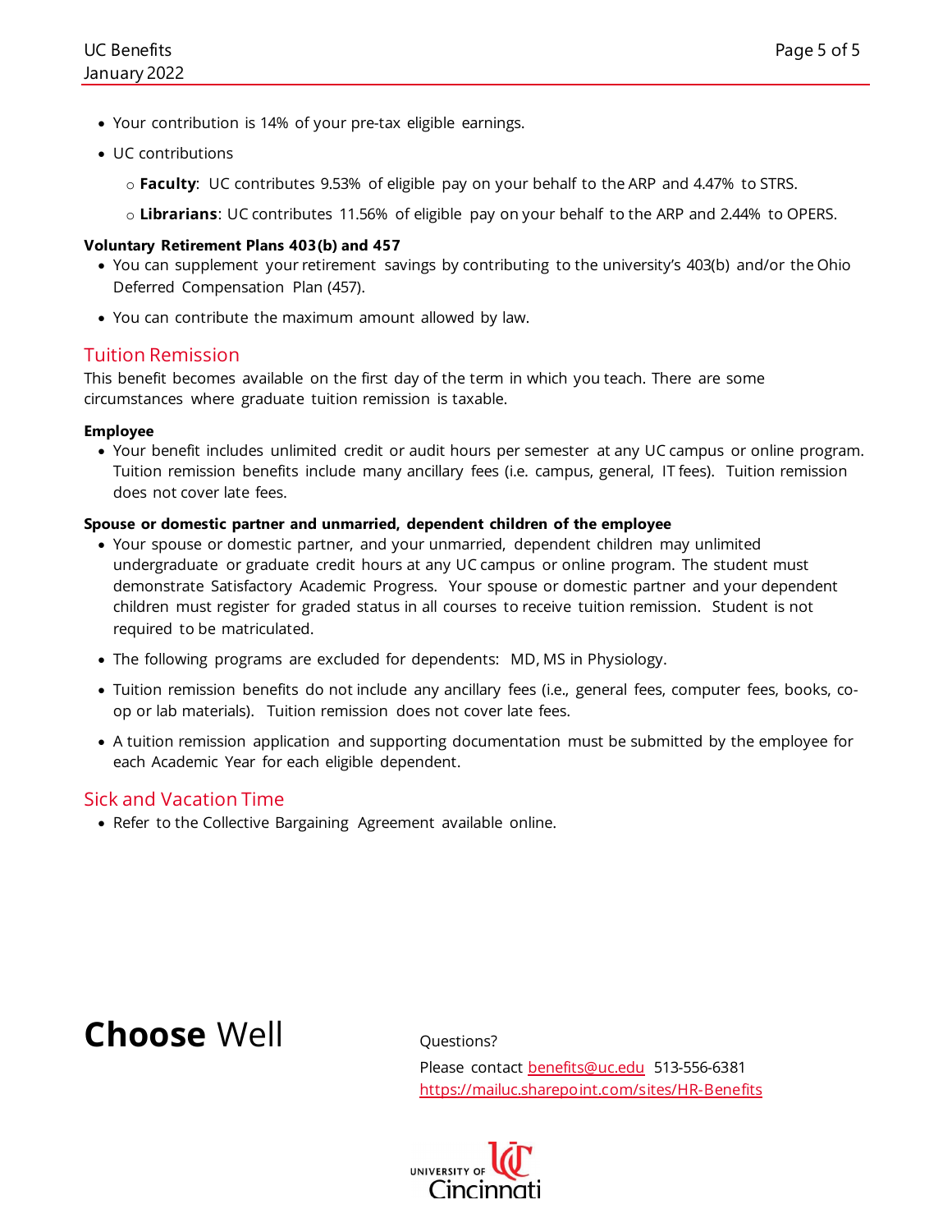- Your contribution is 14% of your pre-tax eligible earnings.
- UC contributions
  - **Faculty**: UC contributes 9.53% of eligible pay on your behalf to the ARP and 4.47% to STRS.
  - **Librarians**: UC contributes 11.56% of eligible pay on your behalf to the ARP and 2.44% to OPERS.

**Voluntary Retirement Plans 403(b) and 457**

- You can supplement your retirement savings by contributing to the university's 403(b) and/or the Ohio Deferred Compensation Plan (457).
- You can contribute the maximum amount allowed by law.

## Tuition Remission

This benefit becomes available on the first day of the term in which you teach. There are some circumstances where graduate tuition remission is taxable.

**Employee**

- Your benefit includes unlimited credit or audit hours per semester at any UC campus or online program. Tuition remission benefits include many ancillary fees (i.e. campus, general, IT fees). Tuition remission does not cover late fees.

**Spouse or domestic partner and unmarried, dependent children of the employee**

- Your spouse or domestic partner, and your unmarried, dependent children may unlimited undergraduate or graduate credit hours at any UC campus or online program. The student must demonstrate Satisfactory Academic Progress. Your spouse or domestic partner and your dependent children must register for graded status in all courses to receive tuition remission. Student is not required to be matriculated.
- The following programs are excluded for dependents: MD, MS in Physiology.
- Tuition remission benefits do not include any ancillary fees (i.e., general fees, computer fees, books, co-op or lab materials). Tuition remission does not cover late fees.
- A tuition remission application and supporting documentation must be submitted by the employee for each Academic Year for each eligible dependent.

## Sick and Vacation Time

- Refer to the Collective Bargaining Agreement available online.

**Choose** Well

Questions?

Please contact benefits@uc.edu 513-556-6381

https://mailuc.sharepoint.com/sites/HR-Benefits

University of Cincinnati